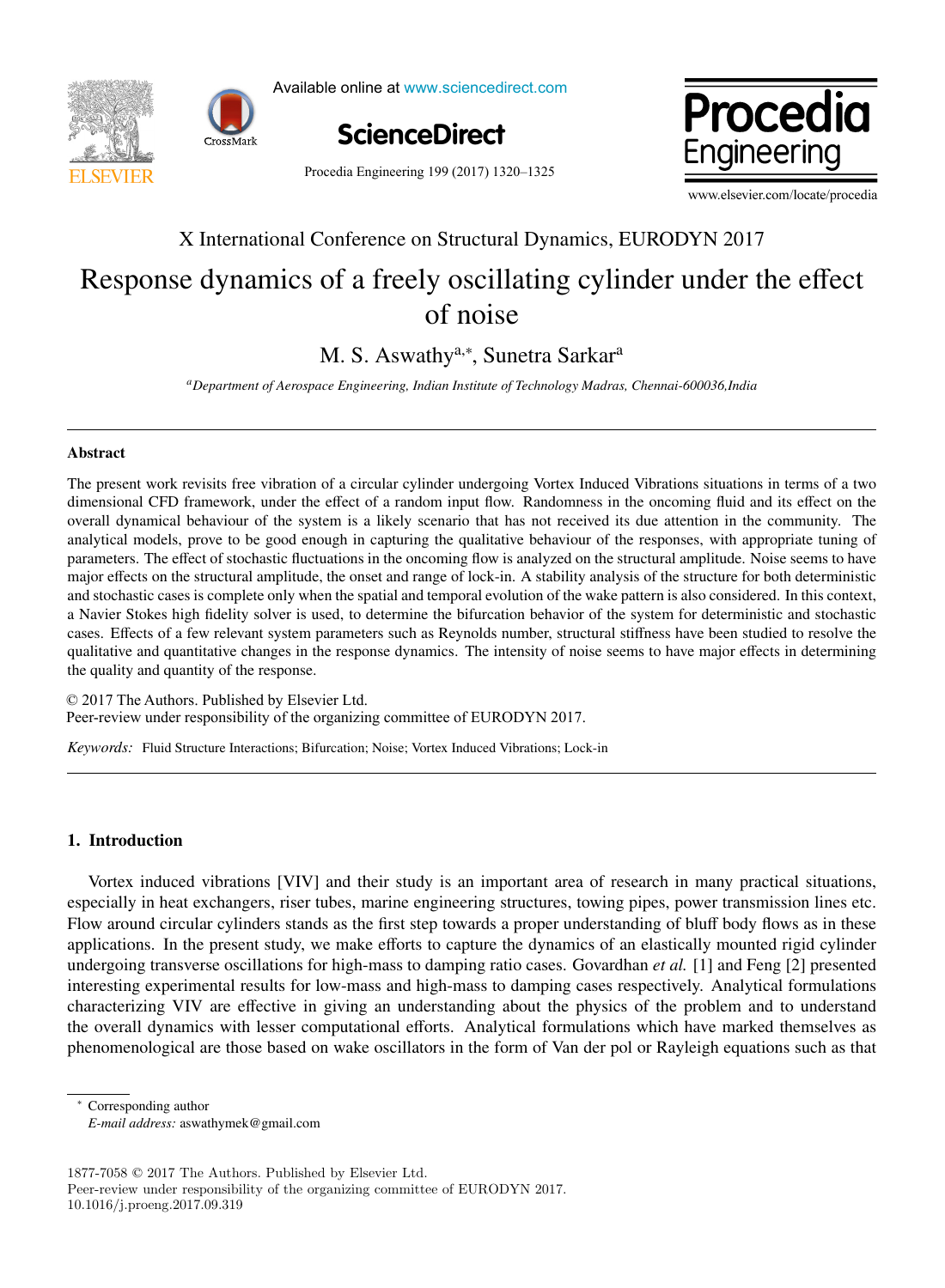X International Conference on Structural Dynamics, EURODYN 2017

# Response dynamics of a freely oscillating cylinder under the effect of noise

M. S. Aswathy[a,*], Sunetra Sarkar[a]

[a] *Department of Aerospace Engineering, Indian Institute of Technology Madras, Chennai-600036,India*

## Abstract

The present work revisits free vibration of a circular cylinder undergoing Vortex Induced Vibrations situations in terms of a two dimensional CFD framework, under the effect of a random input flow. Randomness in the oncoming fluid and its effect on the overall dynamical behaviour of the system is a likely scenario that has not received its due attention in the community. The analytical models, prove to be good enough in capturing the qualitative behaviour of the responses, with appropriate tuning of parameters. The effect of stochastic fluctuations in the oncoming flow is analyzed on the structural amplitude. Noise seems to have major effects on the structural amplitude, the onset and range of lock-in. A stability analysis of the structure for both deterministic and stochastic cases is complete only when the spatial and temporal evolution of the wake pattern is also considered. In this context, a Navier Stokes high fidelity solver is used, to determine the bifurcation behavior of the system for deterministic and stochastic cases. Effects of a few relevant system parameters such as Reynolds number, structural stiffness have been studied to resolve the qualitative and quantitative changes in the response dynamics. The intensity of noise seems to have major effects in determining the quality and quantity of the response.

© 2017 The Authors. Published by Elsevier Ltd.
Peer-review under responsibility of the organizing committee of EURODYN 2017.

*Keywords:* Fluid Structure Interactions; Bifurcation; Noise; Vortex Induced Vibrations; Lock-in

## 1. Introduction

Vortex induced vibrations [VIV] and their study is an important area of research in many practical situations, especially in heat exchangers, riser tubes, marine engineering structures, towing pipes, power transmission lines etc. Flow around circular cylinders stands as the first step towards a proper understanding of bluff body flows as in these applications. In the present study, we make efforts to capture the dynamics of an elastically mounted rigid cylinder undergoing transverse oscillations for high-mass to damping ratio cases. Govardhan *et al.* [1] and Feng [2] presented interesting experimental results for low-mass and high-mass to damping cases respectively. Analytical formulations characterizing VIV are effective in giving an understanding about the physics of the problem and to understand the overall dynamics with lesser computational efforts. Analytical formulations which have marked themselves as phenomenological are those based on wake oscillators in the form of Van der pol or Rayleigh equations such as that

---

* Corresponding author
*E-mail address:* aswathymek@gmail.com

1877-7058 © 2017 The Authors. Published by Elsevier Ltd.
Peer-review under responsibility of the organizing committee of EURODYN 2017.
10.1016/j.proeng.2017.09.319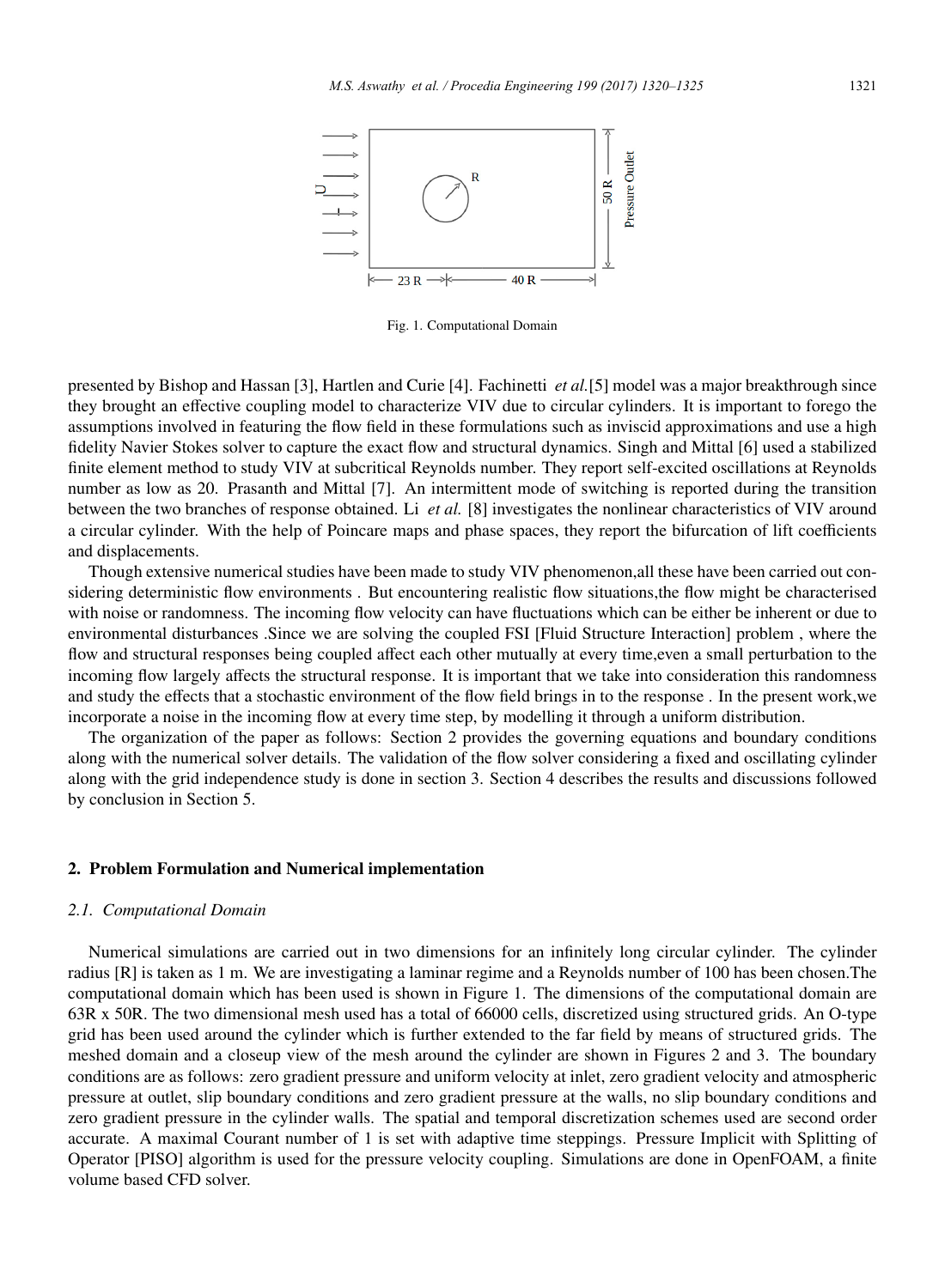Fig. 1. Computational Domain

presented by Bishop and Hassan [3], Hartlen and Curie [4]. Fachinetti *et al.*[5] model was a major breakthrough since they brought an effective coupling model to characterize VIV due to circular cylinders. It is important to forego the assumptions involved in featuring the flow field in these formulations such as inviscid approximations and use a high fidelity Navier Stokes solver to capture the exact flow and structural dynamics. Singh and Mittal [6] used a stabilized finite element method to study VIV at subcritical Reynolds number. They report self-excited oscillations at Reynolds number as low as 20. Prasanth and Mittal [7]. An intermittent mode of switching is reported during the transition between the two branches of response obtained. Li *et al.* [8] investigates the nonlinear characteristics of VIV around a circular cylinder. With the help of Poincare maps and phase spaces, they report the bifurcation of lift coefficients and displacements.

Though extensive numerical studies have been made to study VIV phenomenon,all these have been carried out considering deterministic flow environments . But encountering realistic flow situations,the flow might be characterised with noise or randomness. The incoming flow velocity can have fluctuations which can be either be inherent or due to environmental disturbances .Since we are solving the coupled FSI [Fluid Structure Interaction] problem , where the flow and structural responses being coupled affect each other mutually at every time,even a small perturbation to the incoming flow largely affects the structural response. It is important that we take into consideration this randomness and study the effects that a stochastic environment of the flow field brings in to the response . In the present work,we incorporate a noise in the incoming flow at every time step, by modelling it through a uniform distribution.

The organization of the paper as follows: Section 2 provides the governing equations and boundary conditions along with the numerical solver details. The validation of the flow solver considering a fixed and oscillating cylinder along with the grid independence study is done in section 3. Section 4 describes the results and discussions followed by conclusion in Section 5.

## 2. Problem Formulation and Numerical implementation

### *2.1. Computational Domain*

Numerical simulations are carried out in two dimensions for an infinitely long circular cylinder. The cylinder radius [R] is taken as 1 m. We are investigating a laminar regime and a Reynolds number of 100 has been chosen.The computational domain which has been used is shown in Figure 1. The dimensions of the computational domain are 63R x 50R. The two dimensional mesh used has a total of 66000 cells, discretized using structured grids. An O-type grid has been used around the cylinder which is further extended to the far field by means of structured grids. The meshed domain and a closeup view of the mesh around the cylinder are shown in Figures 2 and 3. The boundary conditions are as follows: zero gradient pressure and uniform velocity at inlet, zero gradient velocity and atmospheric pressure at outlet, slip boundary conditions and zero gradient pressure at the walls, no slip boundary conditions and zero gradient pressure in the cylinder walls. The spatial and temporal discretization schemes used are second order accurate. A maximal Courant number of 1 is set with adaptive time steppings. Pressure Implicit with Splitting of Operator [PISO] algorithm is used for the pressure velocity coupling. Simulations are done in OpenFOAM, a finite volume based CFD solver.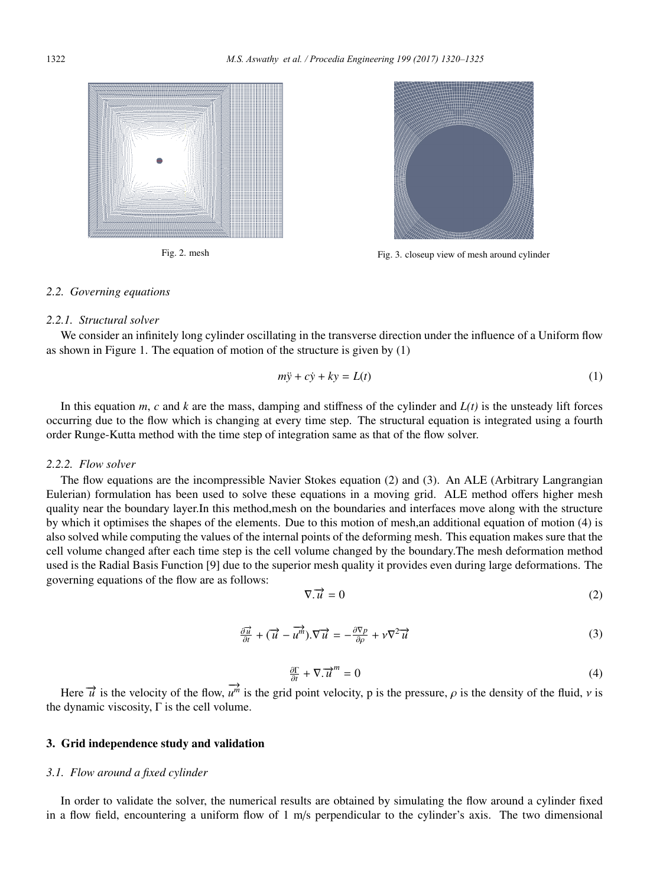Fig. 2. mesh

Fig. 3. closeup view of mesh around cylinder

### 2.2. Governing equations

#### 2.2.1. Structural solver

We consider an infinitely long cylinder oscillating in the transverse direction under the influence of a Uniform flow as shown in Figure 1. The equation of motion of the structure is given by (1)

$$m\ddot{y} + c\dot{y} + ky = L(t) \tag{1}$$

In this equation $m$, $c$ and $k$ are the mass, damping and stiffness of the cylinder and $L(t)$ is the unsteady lift forces occurring due to the flow which is changing at every time step. The structural equation is integrated using a fourth order Runge-Kutta method with the time step of integration same as that of the flow solver.

#### 2.2.2. Flow solver

The flow equations are the incompressible Navier Stokes equation (2) and (3). An ALE (Arbitrary Langrangian Eulerian) formulation has been used to solve these equations in a moving grid. ALE method offers higher mesh quality near the boundary layer.In this method,mesh on the boundaries and interfaces move along with the structure by which it optimises the shapes of the elements. Due to this motion of mesh,an additional equation of motion (4) is also solved while computing the values of the internal points of the deforming mesh. This equation makes sure that the cell volume changed after each time step is the cell volume changed by the boundary.The mesh deformation method used is the Radial Basis Function [9] due to the superior mesh quality it provides even during large deformations. The governing equations of the flow are as follows:

$$\nabla.\overrightarrow{u} = 0 \tag{2}$$

$$\frac{\partial \overrightarrow{u}}{\partial t} + (\overrightarrow{u} - \overrightarrow{u^m}).\nabla\overrightarrow{u} = -\frac{\partial \nabla p}{\partial \rho} + \nu\nabla^2\overrightarrow{u} \tag{3}$$

$$\frac{\partial \Gamma}{\partial t} + \nabla.\overrightarrow{u}^m = 0 \tag{4}$$

Here $\overrightarrow{u}$ is the velocity of the flow, $\overrightarrow{u^m}$ is the grid point velocity, p is the pressure, $\rho$ is the density of the fluid, $\nu$ is the dynamic viscosity, $\Gamma$ is the cell volume.

## 3. Grid independence study and validation

### 3.1. Flow around a fixed cylinder

In order to validate the solver, the numerical results are obtained by simulating the flow around a cylinder fixed in a flow field, encountering a uniform flow of 1 m/s perpendicular to the cylinder's axis. The two dimensional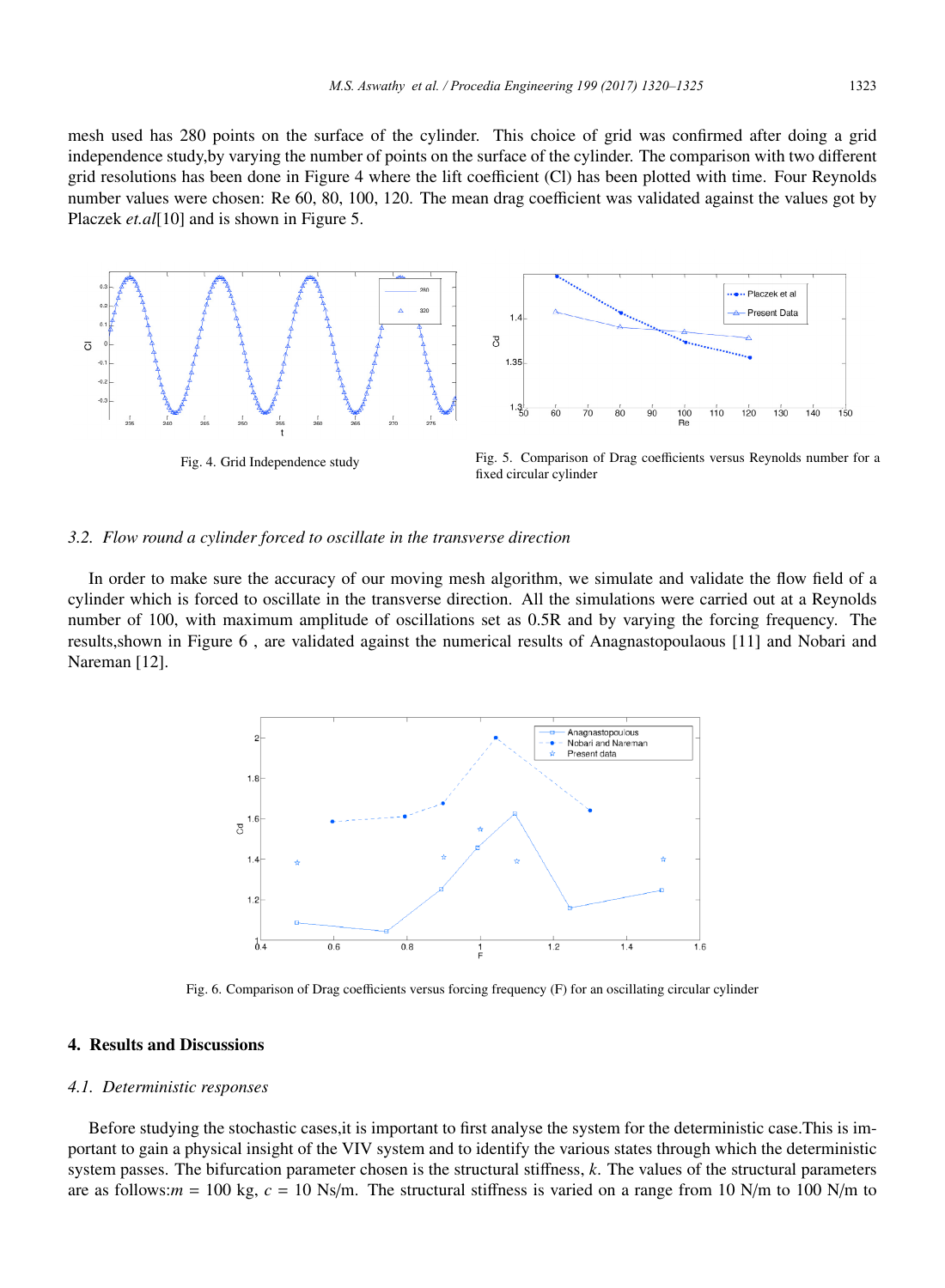mesh used has 280 points on the surface of the cylinder. This choice of grid was confirmed after doing a grid independence study,by varying the number of points on the surface of the cylinder. The comparison with two different grid resolutions has been done in Figure 4 where the lift coefficient (Cl) has been plotted with time. Four Reynolds number values were chosen: Re 60, 80, 100, 120. The mean drag coefficient was validated against the values got by Placzek *et.al*[10] and is shown in Figure 5.

Fig. 4. Grid Independence study

Fig. 5. Comparison of Drag coefficients versus Reynolds number for a fixed circular cylinder

### *3.2. Flow round a cylinder forced to oscillate in the transverse direction*

In order to make sure the accuracy of our moving mesh algorithm, we simulate and validate the flow field of a cylinder which is forced to oscillate in the transverse direction. All the simulations were carried out at a Reynolds number of 100, with maximum amplitude of oscillations set as 0.5R and by varying the forcing frequency. The results,shown in Figure 6 , are validated against the numerical results of Anagnastopoulaous [11] and Nobari and Nareman [12].

Fig. 6. Comparison of Drag coefficients versus forcing frequency (F) for an oscillating circular cylinder

## 4. Results and Discussions

### *4.1. Deterministic responses*

Before studying the stochastic cases,it is important to first analyse the system for the deterministic case.This is important to gain a physical insight of the VIV system and to identify the various states through which the deterministic system passes. The bifurcation parameter chosen is the structural stiffness, $k$. The values of the structural parameters are as follows:$m$ = 100 kg, $c$ = 10 Ns/m. The structural stiffness is varied on a range from 10 N/m to 100 N/m to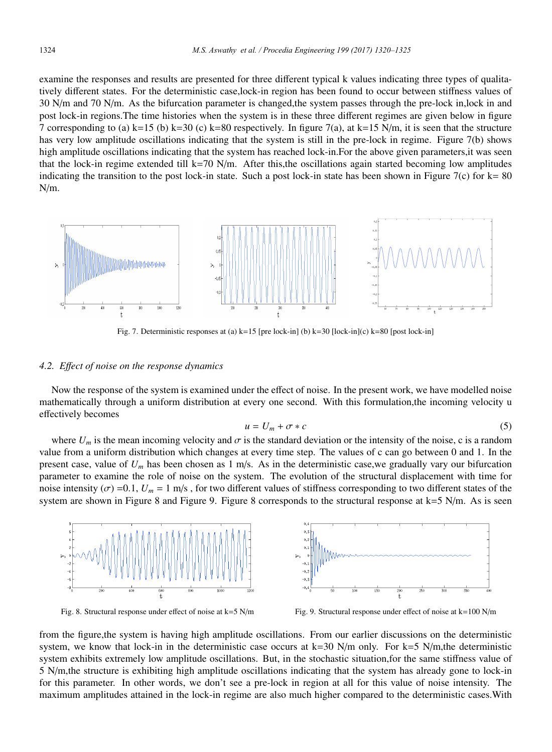examine the responses and results are presented for three different typical k values indicating three types of qualitatively different states. For the deterministic case,lock-in region has been found to occur between stiffness values of 30 N/m and 70 N/m. As the bifurcation parameter is changed,the system passes through the pre-lock in,lock in and post lock-in regions.The time histories when the system is in these three different regimes are given below in figure 7 corresponding to (a) k=15 (b) k=30 (c) k=80 respectively. In figure 7(a), at k=15 N/m, it is seen that the structure has very low amplitude oscillations indicating that the system is still in the pre-lock in regime. Figure 7(b) shows high amplitude oscillations indicating that the system has reached lock-in.For the above given parameters,it was seen that the lock-in regime extended till k=70 N/m. After this,the oscillations again started becoming low amplitudes indicating the transition to the post lock-in state. Such a post lock-in state has been shown in Figure 7(c) for k= 80 N/m.

Fig. 7. Deterministic responses at (a) k=15 [pre lock-in] (b) k=30 [lock-in](c) k=80 [post lock-in]

### 4.2. *Effect of noise on the response dynamics*

Now the response of the system is examined under the effect of noise. In the present work, we have modelled noise mathematically through a uniform distribution at every one second. With this formulation,the incoming velocity u effectively becomes

$$u = U_m + \sigma * c \tag{5}$$

where $U_m$ is the mean incoming velocity and $\sigma$ is the standard deviation or the intensity of the noise, c is a random value from a uniform distribution which changes at every time step. The values of c can go between 0 and 1. In the present case, value of $U_m$ has been chosen as 1 m/s. As in the deterministic case,we gradually vary our bifurcation parameter to examine the role of noise on the system. The evolution of the structural displacement with time for noise intensity ($\sigma$) =0.1, $U_m$ = 1 m/s , for two different values of stiffness corresponding to two different states of the system are shown in Figure 8 and Figure 9. Figure 8 corresponds to the structural response at k=5 N/m. As is seen

Fig. 8. Structural response under effect of noise at k=5 N/m

Fig. 9. Structural response under effect of noise at k=100 N/m

from the figure,the system is having high amplitude oscillations. From our earlier discussions on the deterministic system, we know that lock-in in the deterministic case occurs at k=30 N/m only. For k=5 N/m,the deterministic system exhibits extremely low amplitude oscillations. But, in the stochastic situation,for the same stiffness value of 5 N/m,the structure is exhibiting high amplitude oscillations indicating that the system has already gone to lock-in for this parameter. In other words, we don't see a pre-lock in region at all for this value of noise intensity. The maximum amplitudes attained in the lock-in regime are also much higher compared to the deterministic cases.With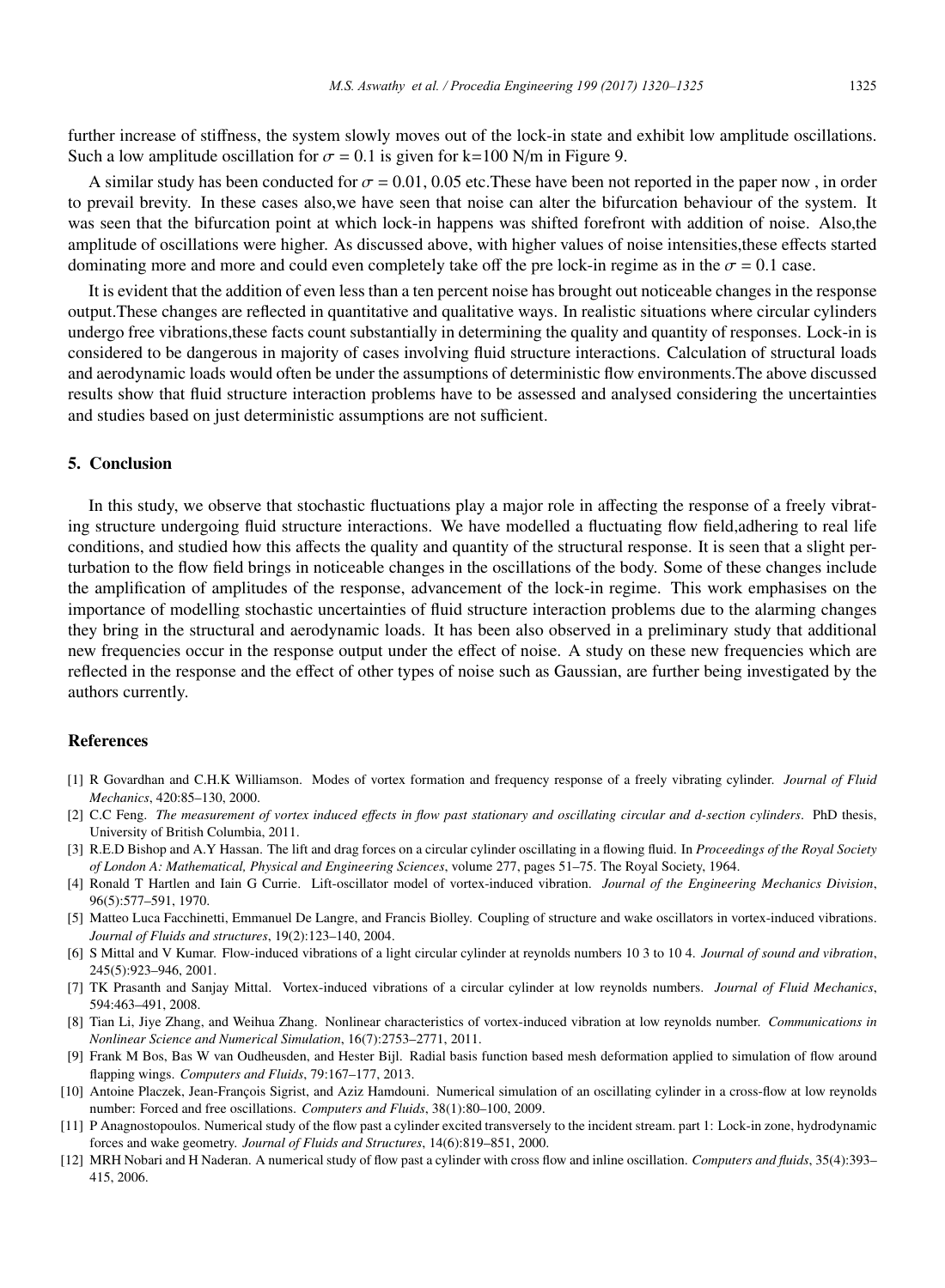further increase of stiffness, the system slowly moves out of the lock-in state and exhibit low amplitude oscillations. Such a low amplitude oscillation for $\sigma = 0.1$ is given for k=100 N/m in Figure 9.

A similar study has been conducted for $\sigma = 0.01, 0.05$ etc.These have been not reported in the paper now , in order to prevail brevity. In these cases also,we have seen that noise can alter the bifurcation behaviour of the system. It was seen that the bifurcation point at which lock-in happens was shifted forefront with addition of noise. Also,the amplitude of oscillations were higher. As discussed above, with higher values of noise intensities,these effects started dominating more and more and could even completely take off the pre lock-in regime as in the $\sigma = 0.1$ case.

It is evident that the addition of even less than a ten percent noise has brought out noticeable changes in the response output.These changes are reflected in quantitative and qualitative ways. In realistic situations where circular cylinders undergo free vibrations,these facts count substantially in determining the quality and quantity of responses. Lock-in is considered to be dangerous in majority of cases involving fluid structure interactions. Calculation of structural loads and aerodynamic loads would often be under the assumptions of deterministic flow environments.The above discussed results show that fluid structure interaction problems have to be assessed and analysed considering the uncertainties and studies based on just deterministic assumptions are not sufficient.

## 5. Conclusion

In this study, we observe that stochastic fluctuations play a major role in affecting the response of a freely vibrating structure undergoing fluid structure interactions. We have modelled a fluctuating flow field,adhering to real life conditions, and studied how this affects the quality and quantity of the structural response. It is seen that a slight perturbation to the flow field brings in noticeable changes in the oscillations of the body. Some of these changes include the amplification of amplitudes of the response, advancement of the lock-in regime. This work emphasises on the importance of modelling stochastic uncertainties of fluid structure interaction problems due to the alarming changes they bring in the structural and aerodynamic loads. It has been also observed in a preliminary study that additional new frequencies occur in the response output under the effect of noise. A study on these new frequencies which are reflected in the response and the effect of other types of noise such as Gaussian, are further being investigated by the authors currently.

## References

[1] R Govardhan and C.H.K Williamson. Modes of vortex formation and frequency response of a freely vibrating cylinder. *Journal of Fluid Mechanics*, 420:85–130, 2000.

[2] C.C Feng. *The measurement of vortex induced effects in flow past stationary and oscillating circular and d-section cylinders*. PhD thesis, University of British Columbia, 2011.

[3] R.E.D Bishop and A.Y Hassan. The lift and drag forces on a circular cylinder oscillating in a flowing fluid. In *Proceedings of the Royal Society of London A: Mathematical, Physical and Engineering Sciences*, volume 277, pages 51–75. The Royal Society, 1964.

[4] Ronald T Hartlen and Iain G Currie. Lift-oscillator model of vortex-induced vibration. *Journal of the Engineering Mechanics Division*, 96(5):577–591, 1970.

[5] Matteo Luca Facchinetti, Emmanuel De Langre, and Francis Biolley. Coupling of structure and wake oscillators in vortex-induced vibrations. *Journal of Fluids and structures*, 19(2):123–140, 2004.

[6] S Mittal and V Kumar. Flow-induced vibrations of a light circular cylinder at reynolds numbers 10 3 to 10 4. *Journal of sound and vibration*, 245(5):923–946, 2001.

[7] TK Prasanth and Sanjay Mittal. Vortex-induced vibrations of a circular cylinder at low reynolds numbers. *Journal of Fluid Mechanics*, 594:463–491, 2008.

[8] Tian Li, Jiye Zhang, and Weihua Zhang. Nonlinear characteristics of vortex-induced vibration at low reynolds number. *Communications in Nonlinear Science and Numerical Simulation*, 16(7):2753–2771, 2011.

[9] Frank M Bos, Bas W van Oudheusden, and Hester Bijl. Radial basis function based mesh deformation applied to simulation of flow around flapping wings. *Computers and Fluids*, 79:167–177, 2013.

[10] Antoine Placzek, Jean-François Sigrist, and Aziz Hamdouni. Numerical simulation of an oscillating cylinder in a cross-flow at low reynolds number: Forced and free oscillations. *Computers and Fluids*, 38(1):80–100, 2009.

[11] P Anagnostopoulos. Numerical study of the flow past a cylinder excited transversely to the incident stream. part 1: Lock-in zone, hydrodynamic forces and wake geometry. *Journal of Fluids and Structures*, 14(6):819–851, 2000.

[12] MRH Nobari and H Naderan. A numerical study of flow past a cylinder with cross flow and inline oscillation. *Computers and fluids*, 35(4):393–415, 2006.